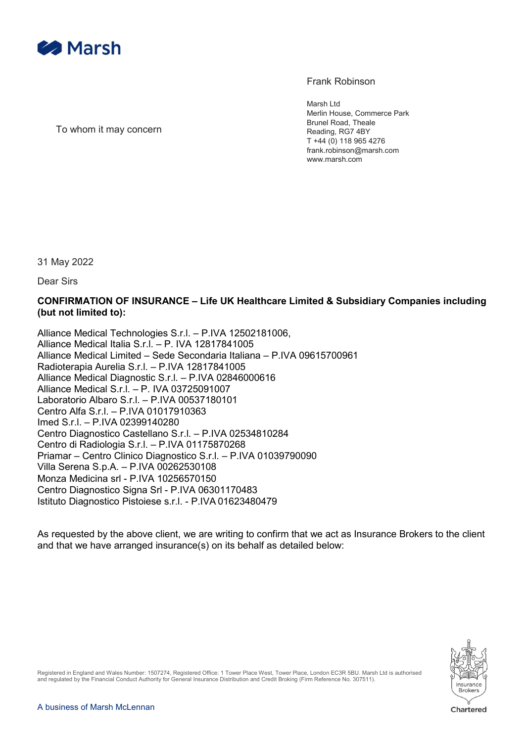Marsh

Frank Robinson

Marsh Ltd
Merlin House, Commerce Park
Brunel Road, Theale
Reading, RG7 4BY
T +44 (0) 118 965 4276
frank.robinson@marsh.com
www.marsh.com

To whom it may concern

31 May 2022

Dear Sirs

**CONFIRMATION OF INSURANCE – Life UK Healthcare Limited & Subsidiary Companies including (but not limited to):**

Alliance Medical Technologies S.r.l. – P.IVA 12502181006,
Alliance Medical Italia S.r.l. – P. IVA 12817841005
Alliance Medical Limited – Sede Secondaria Italiana – P.IVA 09615700961
Radioterapia Aurelia S.r.l. – P.IVA 12817841005
Alliance Medical Diagnostic S.r.l. – P.IVA 02846000616
Alliance Medical S.r.l. – P. IVA 03725091007
Laboratorio Albaro S.r.l. – P.IVA 00537180101
Centro Alfa S.r.l. – P.IVA 01017910363
Imed S.r.l. – P.IVA 02399140280
Centro Diagnostico Castellano S.r.l. – P.IVA 02534810284
Centro di Radiologia S.r.l. – P.IVA 01175870268
Priamar – Centro Clinico Diagnostico S.r.l. – P.IVA 01039790090
Villa Serena S.p.A. – P.IVA 00262530108
Monza Medicina srl - P.IVA 10256570150
Centro Diagnostico Signa Srl - P.IVA 06301170483
Istituto Diagnostico Pistoiese s.r.l. - P.IVA 01623480479

As requested by the above client, we are writing to confirm that we act as Insurance Brokers to the client and that we have arranged insurance(s) on its behalf as detailed below:

Registered in England and Wales Number: 1507274, Registered Office: 1 Tower Place West, Tower Place, London EC3R 5BU. Marsh Ltd is authorised and regulated by the Financial Conduct Authority for General Insurance Distribution and Credit Broking (Firm Reference No. 307511).

A business of Marsh McLennan

Insurance Brokers Chartered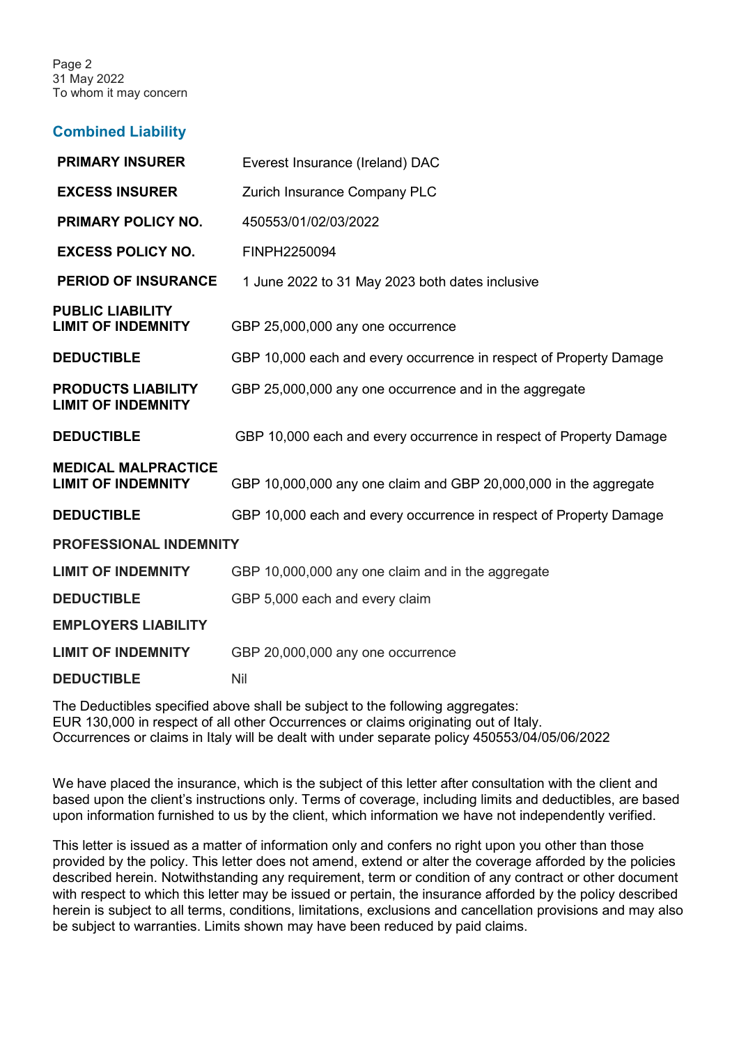## Combined Liability

| | |
|---|---|
| **PRIMARY INSURER** | Everest Insurance (Ireland) DAC |
| **EXCESS INSURER** | Zurich Insurance Company PLC |
| **PRIMARY POLICY NO.** | 450553/01/02/03/2022 |
| **EXCESS POLICY NO.** | FINPH2250094 |
| **PERIOD OF INSURANCE** | 1 June 2022 to 31 May 2023 both dates inclusive |
| **PUBLIC LIABILITY LIMIT OF INDEMNITY** | GBP 25,000,000 any one occurrence |
| **DEDUCTIBLE** | GBP 10,000 each and every occurrence in respect of Property Damage |
| **PRODUCTS LIABILITY LIMIT OF INDEMNITY** | GBP 25,000,000 any one occurrence and in the aggregate |
| **DEDUCTIBLE** | GBP 10,000 each and every occurrence in respect of Property Damage |
| **MEDICAL MALPRACTICE LIMIT OF INDEMNITY** | GBP 10,000,000 any one claim and GBP 20,000,000 in the aggregate |
| **DEDUCTIBLE** | GBP 10,000 each and every occurrence in respect of Property Damage |
| **PROFESSIONAL INDEMNITY** | |
| **LIMIT OF INDEMNITY** | GBP 10,000,000 any one claim and in the aggregate |
| **DEDUCTIBLE** | GBP 5,000 each and every claim |
| **EMPLOYERS LIABILITY** | |
| **LIMIT OF INDEMNITY** | GBP 20,000,000 any one occurrence |
| **DEDUCTIBLE** | Nil |

The Deductibles specified above shall be subject to the following aggregates:
EUR 130,000 in respect of all other Occurrences or claims originating out of Italy.
Occurrences or claims in Italy will be dealt with under separate policy 450553/04/05/06/2022

We have placed the insurance, which is the subject of this letter after consultation with the client and based upon the client's instructions only. Terms of coverage, including limits and deductibles, are based upon information furnished to us by the client, which information we have not independently verified.

This letter is issued as a matter of information only and confers no right upon you other than those provided by the policy. This letter does not amend, extend or alter the coverage afforded by the policies described herein. Notwithstanding any requirement, term or condition of any contract or other document with respect to which this letter may be issued or pertain, the insurance afforded by the policy described herein is subject to all terms, conditions, limitations, exclusions and cancellation provisions and may also be subject to warranties. Limits shown may have been reduced by paid claims.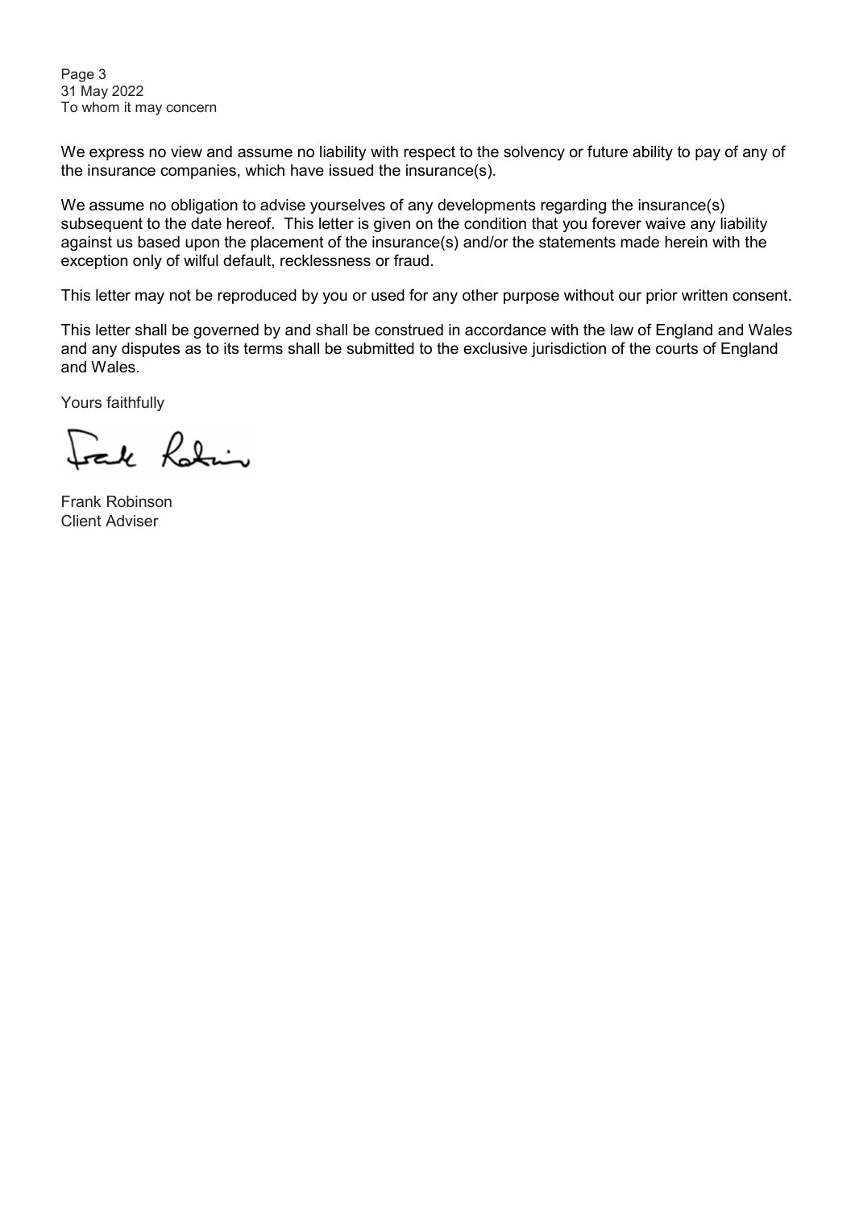We express no view and assume no liability with respect to the solvency or future ability to pay of any of the insurance companies, which have issued the insurance(s).

We assume no obligation to advise yourselves of any developments regarding the insurance(s) subsequent to the date hereof. This letter is given on the condition that you forever waive any liability against us based upon the placement of the insurance(s) and/or the statements made herein with the exception only of wilful default, recklessness or fraud.

This letter may not be reproduced by you or used for any other purpose without our prior written consent.

This letter shall be governed by and shall be construed in accordance with the law of England and Wales and any disputes as to its terms shall be submitted to the exclusive jurisdiction of the courts of England and Wales.

Yours faithfully

Frank Robinson
Client Adviser